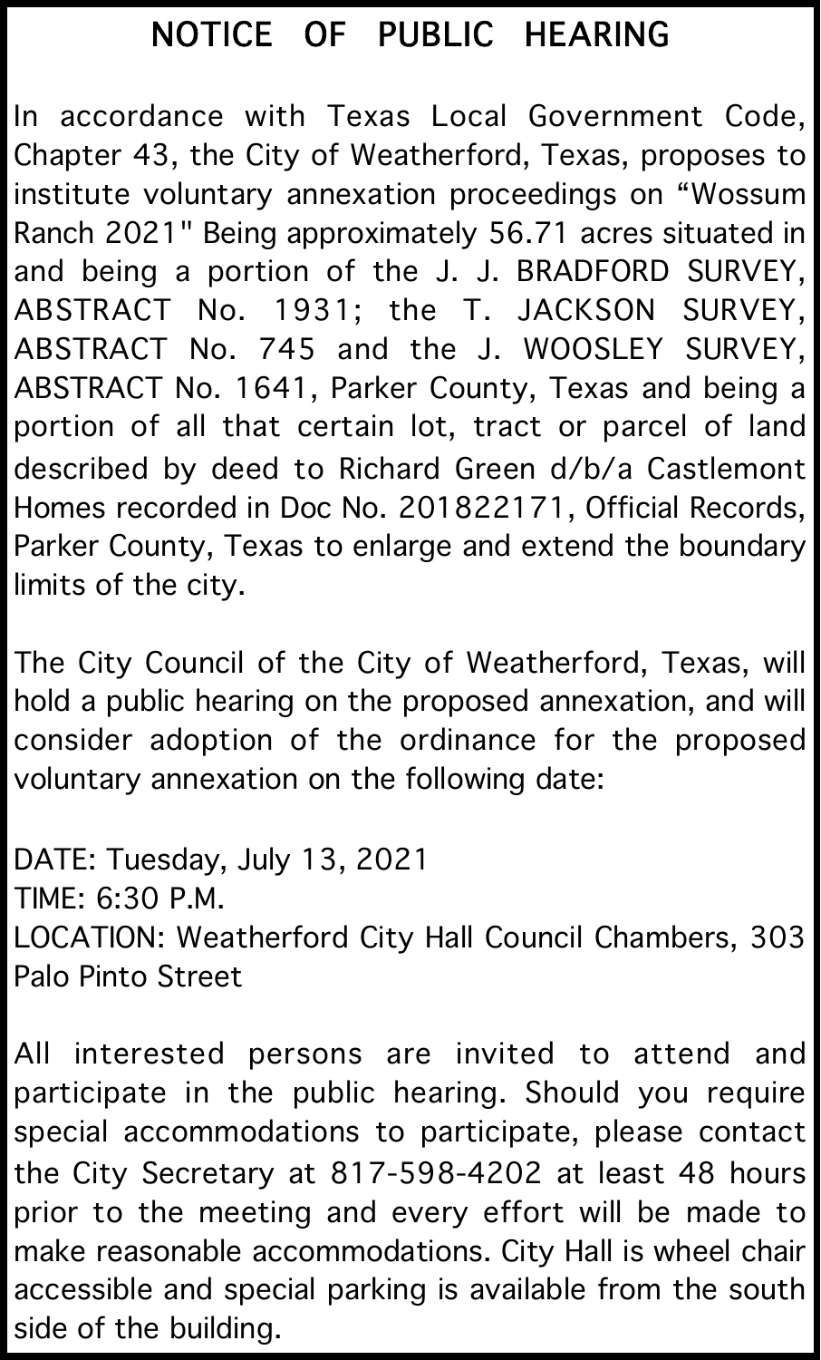# NOTICE OF PUBLIC HEARING

In accordance with Texas Local Government Code, Chapter 43, the City of Weatherford, Texas, proposes to institute voluntary annexation proceedings on "Wossum Ranch 2021" Being approximately 56.71 acres situated in and being a portion of the J. J. BRADFORD SURVEY, ABSTRACT No. 1931; the T. JACKSON SURVEY, ABSTRACT No. 745 and the J. WOOSLEY SURVEY, ABSTRACT No. 1641, Parker County, Texas and being a portion of all that certain lot, tract or parcel of land described by deed to Richard Green d/b/a Castlemont Homes recorded in Doc No. 201822171, Official Records, Parker County, Texas to enlarge and extend the boundary limits of the city.

The City Council of the City of Weatherford, Texas, will hold a public hearing on the proposed annexation, and will consider adoption of the ordinance for the proposed voluntary annexation on the following date:

DATE: Tuesday, July 13, 2021
TIME: 6:30 P.M.
LOCATION: Weatherford City Hall Council Chambers, 303 Palo Pinto Street

All interested persons are invited to attend and participate in the public hearing. Should you require special accommodations to participate, please contact the City Secretary at 817-598-4202 at least 48 hours prior to the meeting and every effort will be made to make reasonable accommodations. City Hall is wheel chair accessible and special parking is available from the south side of the building.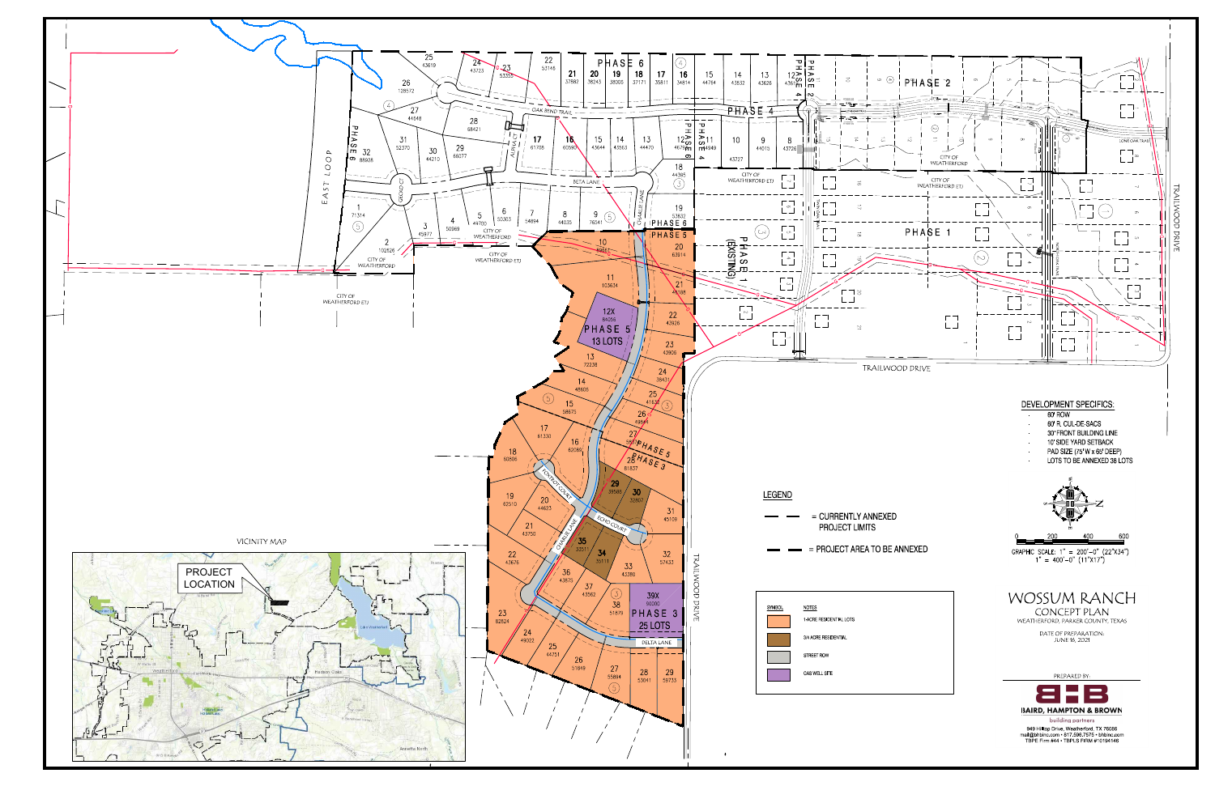# WOSSUM RANCH

CONCEPT PLAN

WEATHERFORD, PARKER COUNTY, TEXAS

DATE OF PREPARATION:
JUNE 16, 2021

## DEVELOPMENT SPECIFICS:

- 60' ROW
- 60' R. CUL-DE-SACS
- 30' FRONT BUILDING LINE
- 10' SIDE YARD SETBACK
- PAD SIZE (75' W x 65' DEEP)
- LOTS TO BE ANNEXED 38 LOTS

## LEGEND

- = CURRENTLY ANNEXED PROJECT LIMITS
- = PROJECT AREA TO BE ANNEXED

| SYMBOL | NOTES |
|---|---|
| | 1-ACRE RESIDENTIAL LOTS |
| | 3/4 ACRE RESIDENTIAL |
| | STREET ROW |
| | GAS WELL SITE |

GRAPHIC SCALE: 1" = 200'-0" (22"X34")
1" = 400'-0" (11"X17")

0 200 400 600

VICINITY MAP

PROJECT LOCATION

PHASE 1 (EXISTING)

PHASE 2

PHASE 3
25 LOTS

PHASE 4

PHASE 5
13 LOTS

PHASE 6

EAST LOOP

TRAILWOOD DRIVE

OAK BEND TRAIL

BETA LANE

DELTA LANE

ECHO COURT

FOXTROT COURT

CHARLIE LANE

ALPHA CT

GECKO CT

CITY OF WEATHERFORD

CITY OF WEATHERFORD ETJ

PREPARED BY:

BAIRD, HAMPTON & BROWN

building partners

949 Hilltop Drive, Weatherford, TX 76086
mail@bhbinc.com • 817.596.7575 • bhbinc.com
TBPE Firm #44 • TBPLS FIRM #10194146